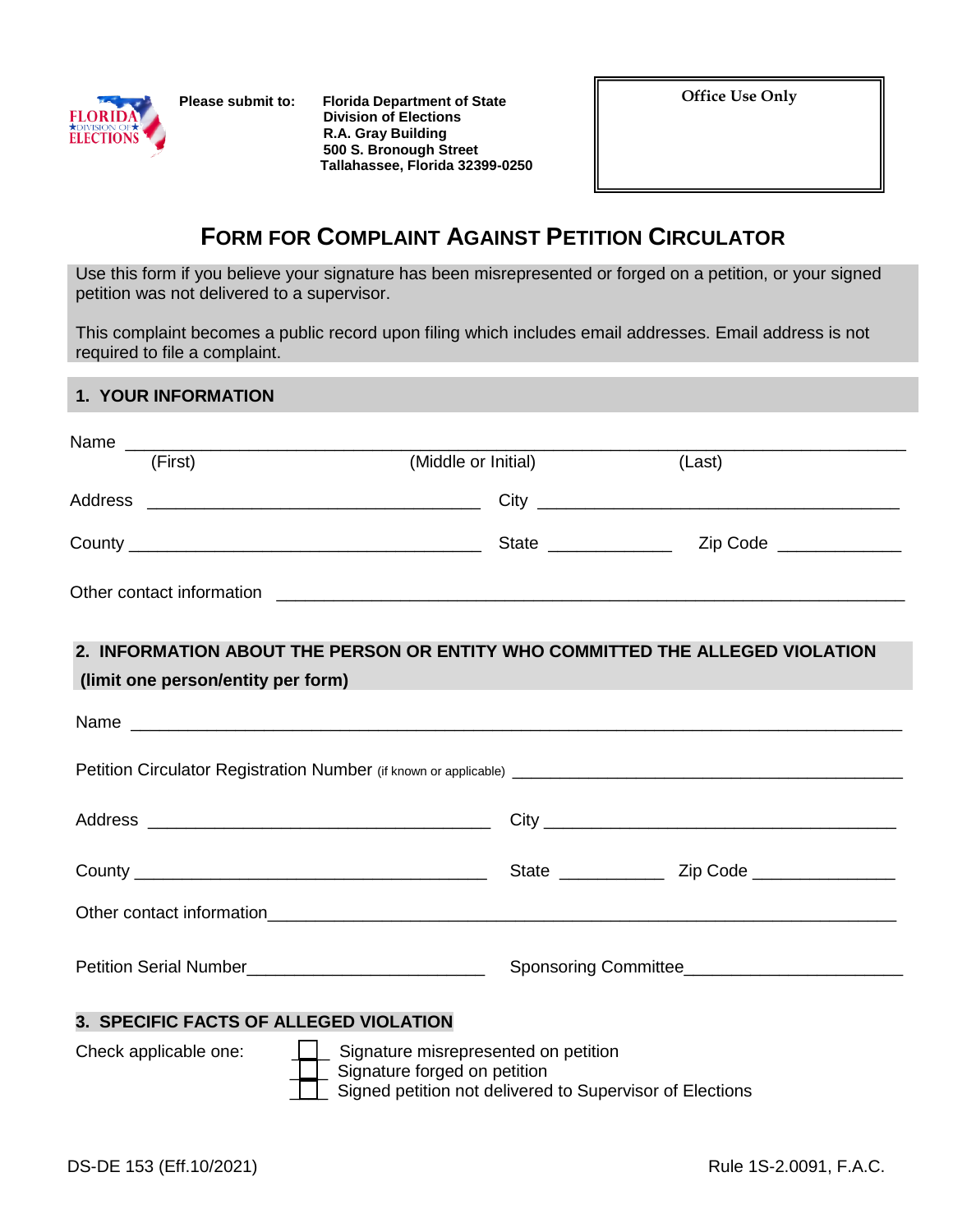FLORIDA ★DIVISION OF★ ELECTIONS

**Please submit to:** **Florida Department of State**
**Division of Elections**
**R.A. Gray Building**
**500 S. Bronough Street**
**Tallahassee, Florida 32399-0250**

| Office Use Only |
|---|
| |

# FORM FOR COMPLAINT AGAINST PETITION CIRCULATOR

Use this form if you believe your signature has been misrepresented or forged on a petition, or your signed petition was not delivered to a supervisor.

This complaint becomes a public record upon filing which includes email addresses. Email address is not required to file a complaint.

## 1. YOUR INFORMATION

Name ______________________________________________________________________
(First) (Middle or Initial) (Last)

Address ____________________________ City ________________________________

County _____________________________ State ___________ Zip Code ___________

Other contact information ______________________________________________________

## 2. INFORMATION ABOUT THE PERSON OR ENTITY WHO COMMITTED THE ALLEGED VIOLATION (limit one person/entity per form)

Name ______________________________________________________________________

Petition Circulator Registration Number (if known or applicable) ________________________________

Address ____________________________ City ________________________________

County _____________________________ State ___________ Zip Code ___________

Other contact information______________________________________________________

Petition Serial Number______________________ Sponsoring Committee____________________

## 3. SPECIFIC FACTS OF ALLEGED VIOLATION

Check applicable one:

- ☐ Signature misrepresented on petition
- ☐ Signature forged on petition
- ☐ Signed petition not delivered to Supervisor of Elections

DS-DE 153 (Eff.10/2021) Rule 1S-2.0091, F.A.C.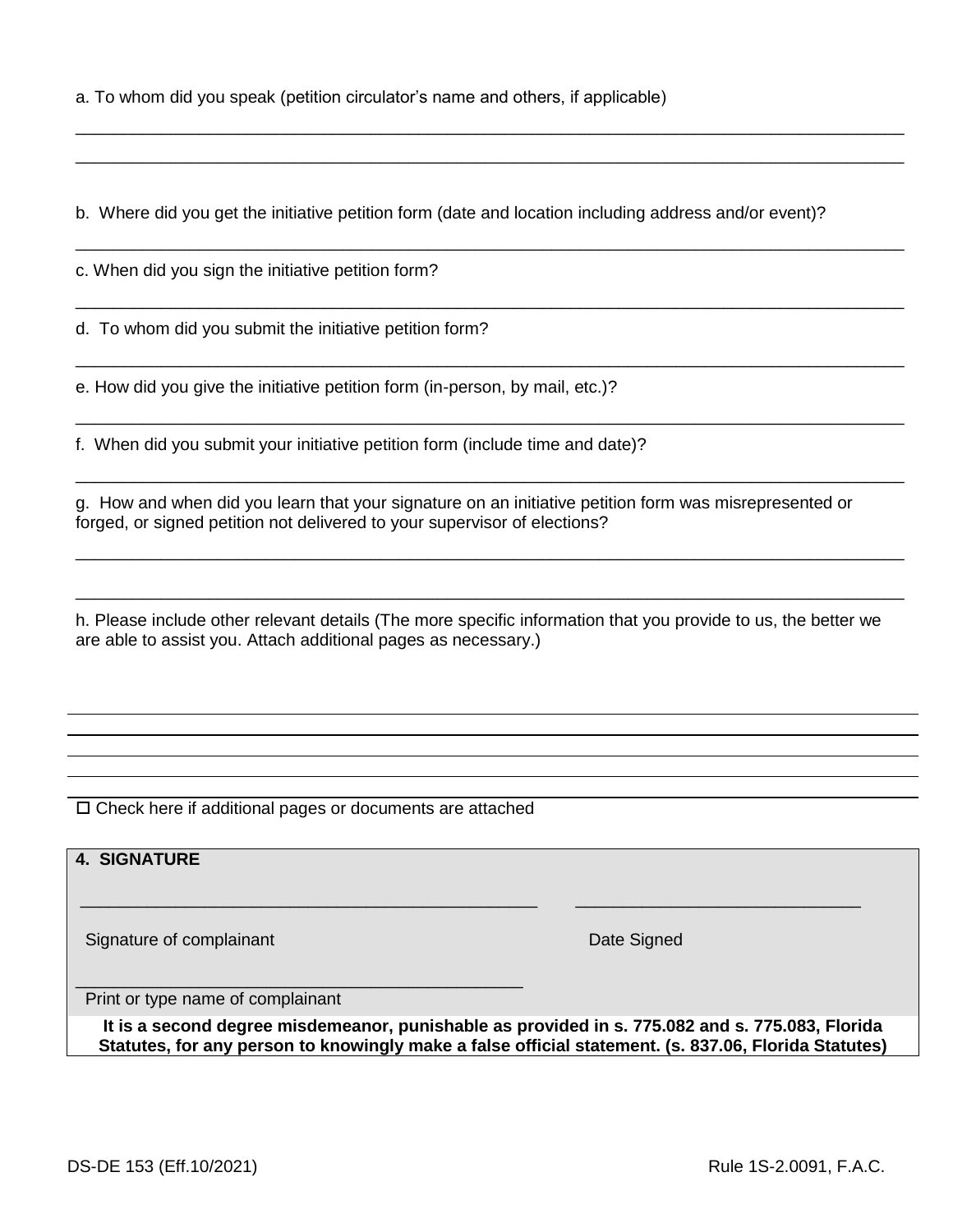a. To whom did you speak (petition circulator's name and others, if applicable)

\_\_\_\_\_\_\_\_\_\_\_\_\_\_\_\_\_\_\_\_\_\_\_\_\_\_\_\_\_\_\_\_\_\_\_\_\_\_\_\_\_\_\_\_\_\_\_\_\_\_\_\_\_\_\_\_\_\_\_\_\_\_\_\_\_\_\_\_\_\_\_\_\_\_\_\_\_\_\_\_\_\_\_\_\_\_\_\_

\_\_\_\_\_\_\_\_\_\_\_\_\_\_\_\_\_\_\_\_\_\_\_\_\_\_\_\_\_\_\_\_\_\_\_\_\_\_\_\_\_\_\_\_\_\_\_\_\_\_\_\_\_\_\_\_\_\_\_\_\_\_\_\_\_\_\_\_\_\_\_\_\_\_\_\_\_\_\_\_\_\_\_\_\_\_\_\_

b. Where did you get the initiative petition form (date and location including address and/or event)?

\_\_\_\_\_\_\_\_\_\_\_\_\_\_\_\_\_\_\_\_\_\_\_\_\_\_\_\_\_\_\_\_\_\_\_\_\_\_\_\_\_\_\_\_\_\_\_\_\_\_\_\_\_\_\_\_\_\_\_\_\_\_\_\_\_\_\_\_\_\_\_\_\_\_\_\_\_\_\_\_\_\_\_\_\_\_\_\_

c. When did you sign the initiative petition form?

\_\_\_\_\_\_\_\_\_\_\_\_\_\_\_\_\_\_\_\_\_\_\_\_\_\_\_\_\_\_\_\_\_\_\_\_\_\_\_\_\_\_\_\_\_\_\_\_\_\_\_\_\_\_\_\_\_\_\_\_\_\_\_\_\_\_\_\_\_\_\_\_\_\_\_\_\_\_\_\_\_\_\_\_\_\_\_\_

d. To whom did you submit the initiative petition form?

\_\_\_\_\_\_\_\_\_\_\_\_\_\_\_\_\_\_\_\_\_\_\_\_\_\_\_\_\_\_\_\_\_\_\_\_\_\_\_\_\_\_\_\_\_\_\_\_\_\_\_\_\_\_\_\_\_\_\_\_\_\_\_\_\_\_\_\_\_\_\_\_\_\_\_\_\_\_\_\_\_\_\_\_\_\_\_\_

e. How did you give the initiative petition form (in-person, by mail, etc.)?

\_\_\_\_\_\_\_\_\_\_\_\_\_\_\_\_\_\_\_\_\_\_\_\_\_\_\_\_\_\_\_\_\_\_\_\_\_\_\_\_\_\_\_\_\_\_\_\_\_\_\_\_\_\_\_\_\_\_\_\_\_\_\_\_\_\_\_\_\_\_\_\_\_\_\_\_\_\_\_\_\_\_\_\_\_\_\_\_

f. When did you submit your initiative petition form (include time and date)?

\_\_\_\_\_\_\_\_\_\_\_\_\_\_\_\_\_\_\_\_\_\_\_\_\_\_\_\_\_\_\_\_\_\_\_\_\_\_\_\_\_\_\_\_\_\_\_\_\_\_\_\_\_\_\_\_\_\_\_\_\_\_\_\_\_\_\_\_\_\_\_\_\_\_\_\_\_\_\_\_\_\_\_\_\_\_\_\_

g. How and when did you learn that your signature on an initiative petition form was misrepresented or forged, or signed petition not delivered to your supervisor of elections?

\_\_\_\_\_\_\_\_\_\_\_\_\_\_\_\_\_\_\_\_\_\_\_\_\_\_\_\_\_\_\_\_\_\_\_\_\_\_\_\_\_\_\_\_\_\_\_\_\_\_\_\_\_\_\_\_\_\_\_\_\_\_\_\_\_\_\_\_\_\_\_\_\_\_\_\_\_\_\_\_\_\_\_\_\_\_\_\_

\_\_\_\_\_\_\_\_\_\_\_\_\_\_\_\_\_\_\_\_\_\_\_\_\_\_\_\_\_\_\_\_\_\_\_\_\_\_\_\_\_\_\_\_\_\_\_\_\_\_\_\_\_\_\_\_\_\_\_\_\_\_\_\_\_\_\_\_\_\_\_\_\_\_\_\_\_\_\_\_\_\_\_\_\_\_\_\_

h. Please include other relevant details (The more specific information that you provide to us, the better we are able to assist you. Attach additional pages as necessary.)

\_\_\_\_\_\_\_\_\_\_\_\_\_\_\_\_\_\_\_\_\_\_\_\_\_\_\_\_\_\_\_\_\_\_\_\_\_\_\_\_\_\_\_\_\_\_\_\_\_\_\_\_\_\_\_\_\_\_\_\_\_\_\_\_\_\_\_\_\_\_\_\_\_\_\_\_\_\_\_\_\_\_\_\_\_\_\_\_

\_\_\_\_\_\_\_\_\_\_\_\_\_\_\_\_\_\_\_\_\_\_\_\_\_\_\_\_\_\_\_\_\_\_\_\_\_\_\_\_\_\_\_\_\_\_\_\_\_\_\_\_\_\_\_\_\_\_\_\_\_\_\_\_\_\_\_\_\_\_\_\_\_\_\_\_\_\_\_\_\_\_\_\_\_\_\_\_

\_\_\_\_\_\_\_\_\_\_\_\_\_\_\_\_\_\_\_\_\_\_\_\_\_\_\_\_\_\_\_\_\_\_\_\_\_\_\_\_\_\_\_\_\_\_\_\_\_\_\_\_\_\_\_\_\_\_\_\_\_\_\_\_\_\_\_\_\_\_\_\_\_\_\_\_\_\_\_\_\_\_\_\_\_\_\_\_

\_\_\_\_\_\_\_\_\_\_\_\_\_\_\_\_\_\_\_\_\_\_\_\_\_\_\_\_\_\_\_\_\_\_\_\_\_\_\_\_\_\_\_\_\_\_\_\_\_\_\_\_\_\_\_\_\_\_\_\_\_\_\_\_\_\_\_\_\_\_\_\_\_\_\_\_\_\_\_\_\_\_\_\_\_\_\_\_

\_\_\_\_\_\_\_\_\_\_\_\_\_\_\_\_\_\_\_\_\_\_\_\_\_\_\_\_\_\_\_\_\_\_\_\_\_\_\_\_\_\_\_\_\_\_\_\_\_\_\_\_\_\_\_\_\_\_\_\_\_\_\_\_\_\_\_\_\_\_\_\_\_\_\_\_\_\_\_\_\_\_\_\_\_\_\_\_

☐ Check here if additional pages or documents are attached

## 4. SIGNATURE

\_\_\_\_\_\_\_\_\_\_\_\_\_\_\_\_\_\_\_\_\_\_\_\_\_\_\_\_\_\_\_\_\_\_\_\_\_\_\_\_\_\_\_\_\_\_ &nbsp;&nbsp;&nbsp;&nbsp; \_\_\_\_\_\_\_\_\_\_\_\_\_\_\_\_\_\_\_\_\_\_\_\_\_\_\_\_

Signature of complainant &nbsp;&nbsp;&nbsp;&nbsp; Date Signed

\_\_\_\_\_\_\_\_\_\_\_\_\_\_\_\_\_\_\_\_\_\_\_\_\_\_\_\_\_\_\_\_\_\_\_\_\_\_\_\_\_\_\_\_\_\_

Print or type name of complainant

**It is a second degree misdemeanor, punishable as provided in s. 775.082 and s. 775.083, Florida Statutes, for any person to knowingly make a false official statement. (s. 837.06, Florida Statutes)**

DS-DE 153 (Eff.10/2021) &nbsp;&nbsp;&nbsp;&nbsp; Rule 1S-2.0091, F.A.C.